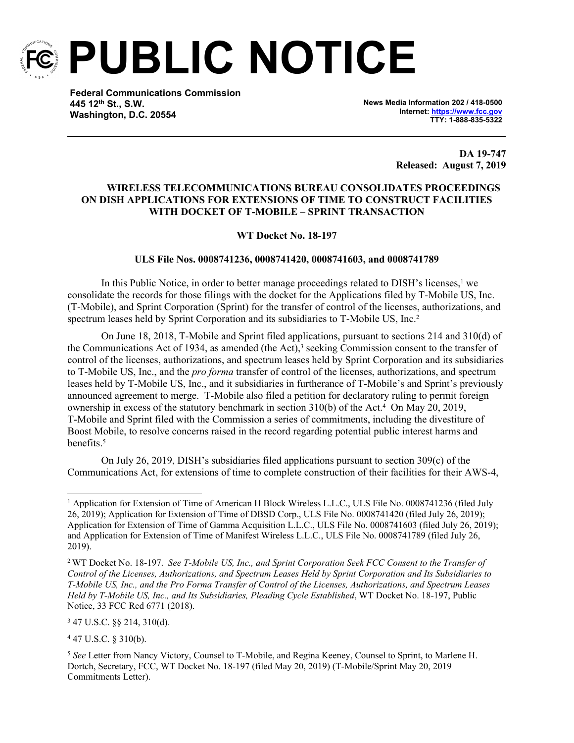# PUBLIC NOTICE

**Federal Communications Commission**
**445 12th St., S.W.**
**Washington, D.C. 20554**

**News Media Information 202 / 418-0500**
**Internet: https://www.fcc.gov**
**TTY: 1-888-835-5322**

**DA 19-747**
**Released: August 7, 2019**

**WIRELESS TELECOMMUNICATIONS BUREAU CONSOLIDATES PROCEEDINGS ON DISH APPLICATIONS FOR EXTENSIONS OF TIME TO CONSTRUCT FACILITIES WITH DOCKET OF T-MOBILE – SPRINT TRANSACTION**

**WT Docket No. 18-197**

**ULS File Nos. 0008741236, 0008741420, 0008741603, and 0008741789**

In this Public Notice, in order to better manage proceedings related to DISH's licenses,[1] we consolidate the records for those filings with the docket for the Applications filed by T-Mobile US, Inc. (T-Mobile), and Sprint Corporation (Sprint) for the transfer of control of the licenses, authorizations, and spectrum leases held by Sprint Corporation and its subsidiaries to T-Mobile US, Inc.[2]

On June 18, 2018, T-Mobile and Sprint filed applications, pursuant to sections 214 and 310(d) of the Communications Act of 1934, as amended (the Act),[3] seeking Commission consent to the transfer of control of the licenses, authorizations, and spectrum leases held by Sprint Corporation and its subsidiaries to T-Mobile US, Inc., and the *pro forma* transfer of control of the licenses, authorizations, and spectrum leases held by T-Mobile US, Inc., and it subsidiaries in furtherance of T-Mobile's and Sprint's previously announced agreement to merge. T-Mobile also filed a petition for declaratory ruling to permit foreign ownership in excess of the statutory benchmark in section 310(b) of the Act.[4] On May 20, 2019, T-Mobile and Sprint filed with the Commission a series of commitments, including the divestiture of Boost Mobile, to resolve concerns raised in the record regarding potential public interest harms and benefits.[5]

On July 26, 2019, DISH's subsidiaries filed applications pursuant to section 309(c) of the Communications Act, for extensions of time to complete construction of their facilities for their AWS-4,

---

[1] Application for Extension of Time of American H Block Wireless L.L.C., ULS File No. 0008741236 (filed July 26, 2019); Application for Extension of Time of DBSD Corp., ULS File No. 0008741420 (filed July 26, 2019); Application for Extension of Time of Gamma Acquisition L.L.C., ULS File No. 0008741603 (filed July 26, 2019); and Application for Extension of Time of Manifest Wireless L.L.C., ULS File No. 0008741789 (filed July 26, 2019).

[2] WT Docket No. 18-197. *See T-Mobile US, Inc., and Sprint Corporation Seek FCC Consent to the Transfer of Control of the Licenses, Authorizations, and Spectrum Leases Held by Sprint Corporation and Its Subsidiaries to T-Mobile US, Inc., and the Pro Forma Transfer of Control of the Licenses, Authorizations, and Spectrum Leases Held by T-Mobile US, Inc., and Its Subsidiaries, Pleading Cycle Established*, WT Docket No. 18-197, Public Notice, 33 FCC Rcd 6771 (2018).

[3] 47 U.S.C. §§ 214, 310(d).

[4] 47 U.S.C. § 310(b).

[5] *See* Letter from Nancy Victory, Counsel to T-Mobile, and Regina Keeney, Counsel to Sprint, to Marlene H. Dortch, Secretary, FCC, WT Docket No. 18-197 (filed May 20, 2019) (T-Mobile/Sprint May 20, 2019 Commitments Letter).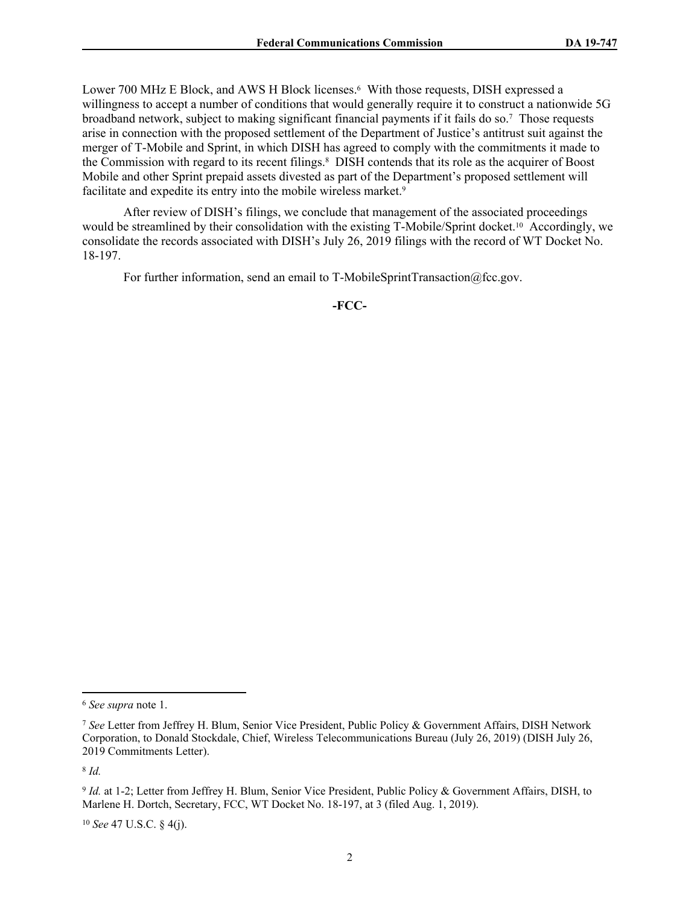Lower 700 MHz E Block, and AWS H Block licenses.[6] With those requests, DISH expressed a willingness to accept a number of conditions that would generally require it to construct a nationwide 5G broadband network, subject to making significant financial payments if it fails do so.[7] Those requests arise in connection with the proposed settlement of the Department of Justice's antitrust suit against the merger of T-Mobile and Sprint, in which DISH has agreed to comply with the commitments it made to the Commission with regard to its recent filings.[8] DISH contends that its role as the acquirer of Boost Mobile and other Sprint prepaid assets divested as part of the Department's proposed settlement will facilitate and expedite its entry into the mobile wireless market.[9]

After review of DISH's filings, we conclude that management of the associated proceedings would be streamlined by their consolidation with the existing T-Mobile/Sprint docket.[10] Accordingly, we consolidate the records associated with DISH's July 26, 2019 filings with the record of WT Docket No. 18-197.

For further information, send an email to T-MobileSprintTransaction@fcc.gov.

**-FCC-**

---

[6] *See supra* note 1.

[7] *See* Letter from Jeffrey H. Blum, Senior Vice President, Public Policy & Government Affairs, DISH Network Corporation, to Donald Stockdale, Chief, Wireless Telecommunications Bureau (July 26, 2019) (DISH July 26, 2019 Commitments Letter).

[8] *Id.*

[9] *Id.* at 1-2; Letter from Jeffrey H. Blum, Senior Vice President, Public Policy & Government Affairs, DISH, to Marlene H. Dortch, Secretary, FCC, WT Docket No. 18-197, at 3 (filed Aug. 1, 2019).

[10] *See* 47 U.S.C. § 4(j).